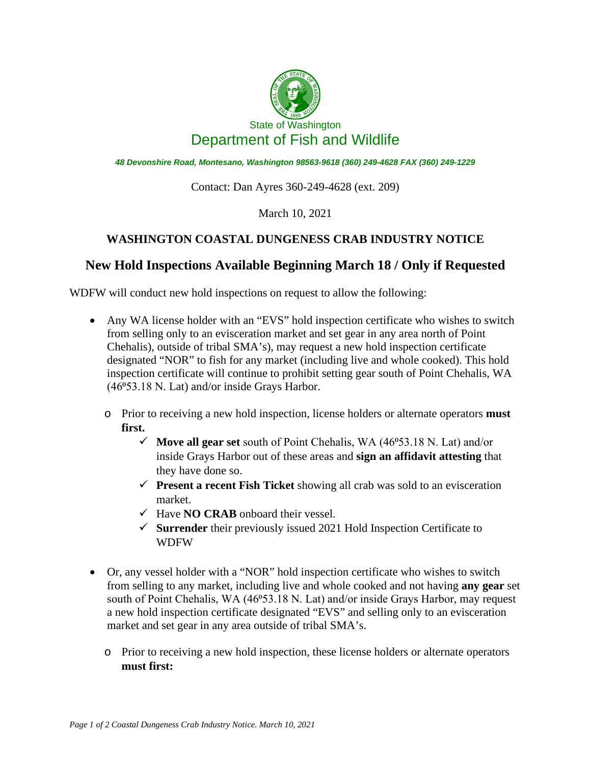State of Washington

# Department of Fish and Wildlife

*48 Devonshire Road, Montesano, Washington 98563-9618 (360) 249-4628 FAX (360) 249-1229*

Contact: Dan Ayres 360-249-4628 (ext. 209)

March 10, 2021

## WASHINGTON COASTAL DUNGENESS CRAB INDUSTRY NOTICE

## New Hold Inspections Available Beginning March 18 / Only if Requested

WDFW will conduct new hold inspections on request to allow the following:

- Any WA license holder with an "EVS" hold inspection certificate who wishes to switch from selling only to an evisceration market and set gear in any area north of Point Chehalis), outside of tribal SMA's), may request a new hold inspection certificate designated "NOR" to fish for any market (including live and whole cooked). This hold inspection certificate will continue to prohibit setting gear south of Point Chehalis, WA (46º53.18 N. Lat) and/or inside Grays Harbor.
  - Prior to receiving a new hold inspection, license holders or alternate operators **must first.**
    - ✓ **Move all gear set** south of Point Chehalis, WA (46º53.18 N. Lat) and/or inside Grays Harbor out of these areas and **sign an affidavit attesting** that they have done so.
    - ✓ **Present a recent Fish Ticket** showing all crab was sold to an evisceration market.
    - ✓ Have **NO CRAB** onboard their vessel.
    - ✓ **Surrender** their previously issued 2021 Hold Inspection Certificate to WDFW
- Or, any vessel holder with a "NOR" hold inspection certificate who wishes to switch from selling to any market, including live and whole cooked and not having **any gear** set south of Point Chehalis, WA (46º53.18 N. Lat) and/or inside Grays Harbor, may request a new hold inspection certificate designated "EVS" and selling only to an evisceration market and set gear in any area outside of tribal SMA's.
  - Prior to receiving a new hold inspection, these license holders or alternate operators **must first:**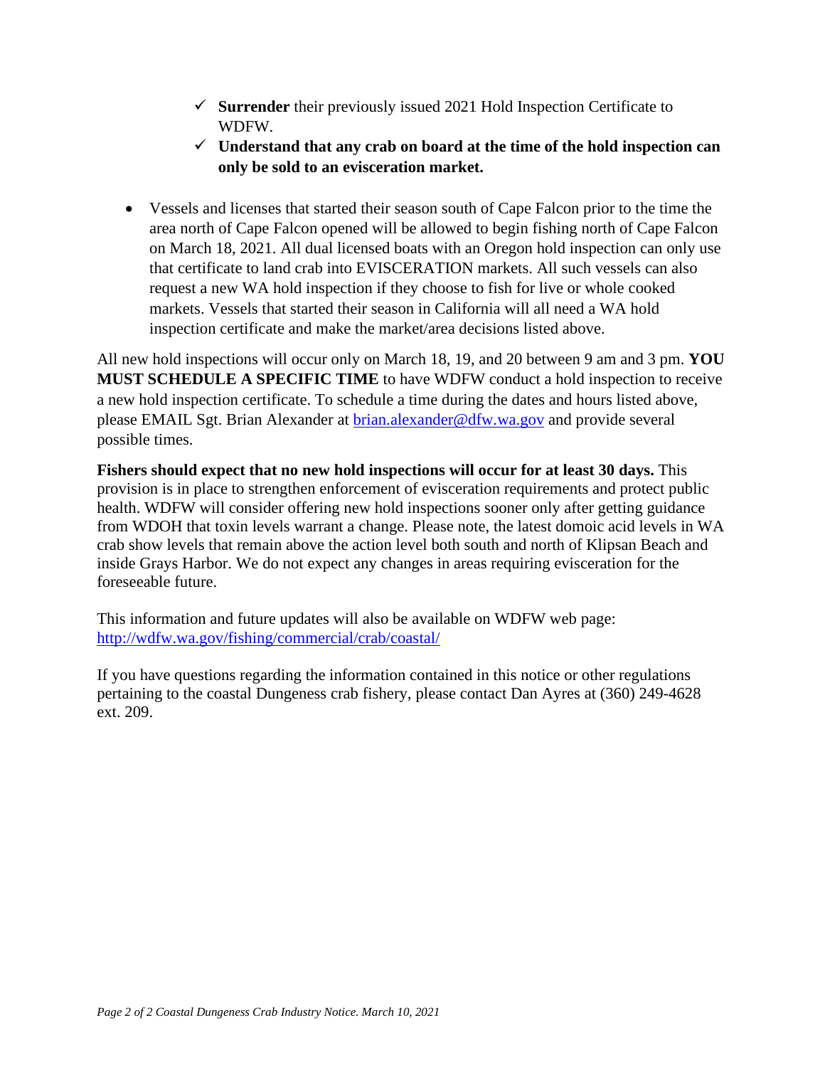- ✓ **Surrender** their previously issued 2021 Hold Inspection Certificate to WDFW.
- ✓ **Understand that any crab on board at the time of the hold inspection can only be sold to an evisceration market.**

- Vessels and licenses that started their season south of Cape Falcon prior to the time the area north of Cape Falcon opened will be allowed to begin fishing north of Cape Falcon on March 18, 2021. All dual licensed boats with an Oregon hold inspection can only use that certificate to land crab into EVISCERATION markets. All such vessels can also request a new WA hold inspection if they choose to fish for live or whole cooked markets. Vessels that started their season in California will all need a WA hold inspection certificate and make the market/area decisions listed above.

All new hold inspections will occur only on March 18, 19, and 20 between 9 am and 3 pm. **YOU MUST SCHEDULE A SPECIFIC TIME** to have WDFW conduct a hold inspection to receive a new hold inspection certificate. To schedule a time during the dates and hours listed above, please EMAIL Sgt. Brian Alexander at [brian.alexander@dfw.wa.gov](mailto:brian.alexander@dfw.wa.gov) and provide several possible times.

**Fishers should expect that no new hold inspections will occur for at least 30 days.** This provision is in place to strengthen enforcement of evisceration requirements and protect public health. WDFW will consider offering new hold inspections sooner only after getting guidance from WDOH that toxin levels warrant a change. Please note, the latest domoic acid levels in WA crab show levels that remain above the action level both south and north of Klipsan Beach and inside Grays Harbor. We do not expect any changes in areas requiring evisceration for the foreseeable future.

This information and future updates will also be available on WDFW web page: [http://wdfw.wa.gov/fishing/commercial/crab/coastal/](http://wdfw.wa.gov/fishing/commercial/crab/coastal/)

If you have questions regarding the information contained in this notice or other regulations pertaining to the coastal Dungeness crab fishery, please contact Dan Ayres at (360) 249-4628 ext. 209.